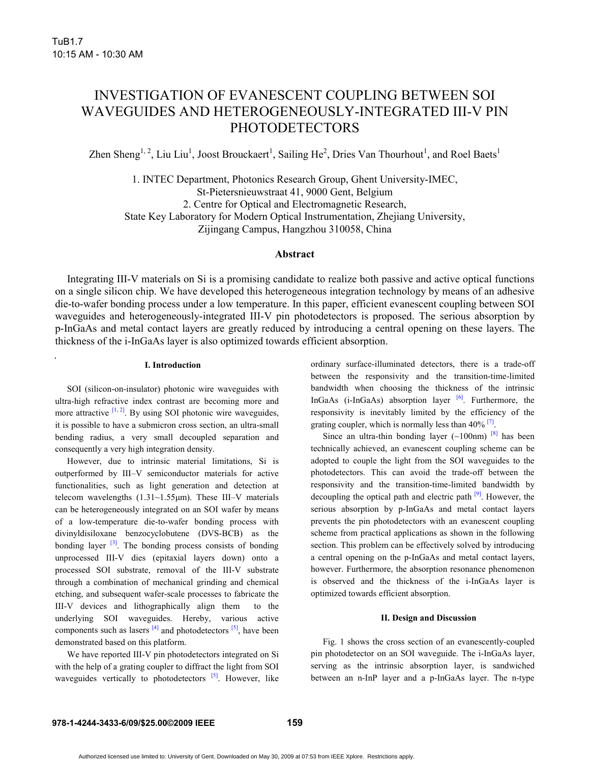# INVESTIGATION OF EVANESCENT COUPLING BETWEEN SOI WAVEGUIDES AND HETEROGENEOUSLY-INTEGRATED III-V PIN PHOTODETECTORS

Zhen Sheng[1, 2], Liu Liu[1], Joost Brouckaert[1], Sailing He[2], Dries Van Thourhout[1], and Roel Baets[1]

1. INTEC Department, Photonics Research Group, Ghent University-IMEC, St-Pietersnieuwstraat 41, 9000 Gent, Belgium
2. Centre for Optical and Electromagnetic Research, State Key Laboratory for Modern Optical Instrumentation, Zhejiang University, Zijingang Campus, Hangzhou 310058, China

### Abstract

Integrating III-V materials on Si is a promising candidate to realize both passive and active optical functions on a single silicon chip. We have developed this heterogeneous integration technology by means of an adhesive die-to-wafer bonding process under a low temperature. In this paper, efficient evanescent coupling between SOI waveguides and heterogeneously-integrated III-V pin photodetectors is proposed. The serious absorption by p-InGaAs and metal contact layers are greatly reduced by introducing a central opening on these layers. The thickness of the i-InGaAs layer is also optimized towards efficient absorption.

## I. Introduction

SOI (silicon-on-insulator) photonic wire waveguides with ultra-high refractive index contrast are becoming more and more attractive [1, 2]. By using SOI photonic wire waveguides, it is possible to have a submicron cross section, an ultra-small bending radius, a very small decoupled separation and consequently a very high integration density.

However, due to intrinsic material limitations, Si is outperformed by III–V semiconductor materials for active functionalities, such as light generation and detection at telecom wavelengths (1.31~1.55μm). These III–V materials can be heterogeneously integrated on an SOI wafer by means of a low-temperature die-to-wafer bonding process with divinyldisiloxane benzocyclobutene (DVS-BCB) as the bonding layer [3]. The bonding process consists of bonding unprocessed III-V dies (epitaxial layers down) onto a processed SOI substrate, removal of the III-V substrate through a combination of mechanical grinding and chemical etching, and subsequent wafer-scale processes to fabricate the III-V devices and lithographically align them to the underlying SOI waveguides. Hereby, various active components such as lasers [4] and photodetectors [5], have been demonstrated based on this platform.

We have reported III-V pin photodetectors integrated on Si with the help of a grating coupler to diffract the light from SOI waveguides vertically to photodetectors [5]. However, like ordinary surface-illuminated detectors, there is a trade-off between the responsivity and the transition-time-limited bandwidth when choosing the thickness of the intrinsic InGaAs (i-InGaAs) absorption layer [6]. Furthermore, the responsivity is inevitably limited by the efficiency of the grating coupler, which is normally less than 40% [7].

Since an ultra-thin bonding layer (~100nm) [8] has been technically achieved, an evanescent coupling scheme can be adopted to couple the light from the SOI waveguides to the photodetectors. This can avoid the trade-off between the responsivity and the transition-time-limited bandwidth by decoupling the optical path and electric path [9]. However, the serious absorption by p-InGaAs and metal contact layers prevents the pin photodetectors with an evanescent coupling scheme from practical applications as shown in the following section. This problem can be effectively solved by introducing a central opening on the p-InGaAs and metal contact layers, however. Furthermore, the absorption resonance phenomenon is observed and the thickness of the i-InGaAs layer is optimized towards efficient absorption.

## II. Design and Discussion

Fig. 1 shows the cross section of an evanescently-coupled pin photodetector on an SOI waveguide. The i-InGaAs layer, serving as the intrinsic absorption layer, is sandwiched between an n-InP layer and a p-InGaAs layer. The n-type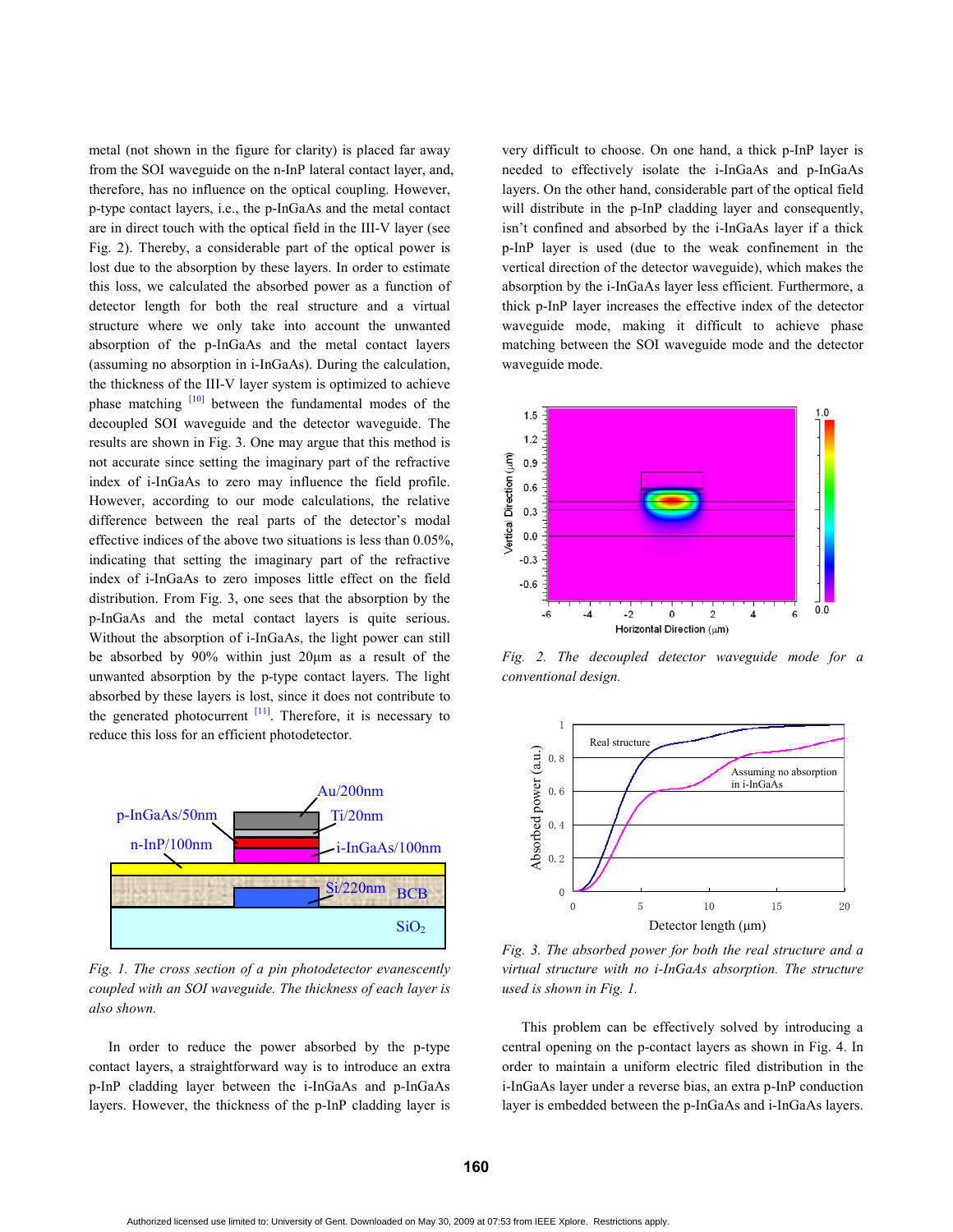metal (not shown in the figure for clarity) is placed far away from the SOI waveguide on the n-InP lateral contact layer, and, therefore, has no influence on the optical coupling. However, p-type contact layers, i.e., the p-InGaAs and the metal contact are in direct touch with the optical field in the III-V layer (see Fig. 2). Thereby, a considerable part of the optical power is lost due to the absorption by these layers. In order to estimate this loss, we calculated the absorbed power as a function of detector length for both the real structure and a virtual structure where we only take into account the unwanted absorption of the p-InGaAs and the metal contact layers (assuming no absorption in i-InGaAs). During the calculation, the thickness of the III-V layer system is optimized to achieve phase matching [10] between the fundamental modes of the decoupled SOI waveguide and the detector waveguide. The results are shown in Fig. 3. One may argue that this method is not accurate since setting the imaginary part of the refractive index of i-InGaAs to zero may influence the field profile. However, according to our mode calculations, the relative difference between the real parts of the detector's modal effective indices of the above two situations is less than 0.05%, indicating that setting the imaginary part of the refractive index of i-InGaAs to zero imposes little effect on the field distribution. From Fig. 3, one sees that the absorption by the p-InGaAs and the metal contact layers is quite serious. Without the absorption of i-InGaAs, the light power can still be absorbed by 90% within just 20μm as a result of the unwanted absorption by the p-type contact layers. The light absorbed by these layers is lost, since it does not contribute to the generated photocurrent [11]. Therefore, it is necessary to reduce this loss for an efficient photodetector.

*Fig. 1. The cross section of a pin photodetector evanescently coupled with an SOI waveguide. The thickness of each layer is also shown.*

In order to reduce the power absorbed by the p-type contact layers, a straightforward way is to introduce an extra p-InP cladding layer between the i-InGaAs and p-InGaAs layers. However, the thickness of the p-InP cladding layer is very difficult to choose. On one hand, a thick p-InP layer is needed to effectively isolate the i-InGaAs and p-InGaAs layers. On the other hand, considerable part of the optical field will distribute in the p-InP cladding layer and consequently, isn't confined and absorbed by the i-InGaAs layer if a thick p-InP layer is used (due to the weak confinement in the vertical direction of the detector waveguide), which makes the absorption by the i-InGaAs layer less efficient. Furthermore, a thick p-InP layer increases the effective index of the detector waveguide mode, making it difficult to achieve phase matching between the SOI waveguide mode and the detector waveguide mode.

*Fig. 2. The decoupled detector waveguide mode for a conventional design.*

*Fig. 3. The absorbed power for both the real structure and a virtual structure with no i-InGaAs absorption. The structure used is shown in Fig. 1.*

This problem can be effectively solved by introducing a central opening on the p-contact layers as shown in Fig. 4. In order to maintain a uniform electric filed distribution in the i-InGaAs layer under a reverse bias, an extra p-InP conduction layer is embedded between the p-InGaAs and i-InGaAs layers.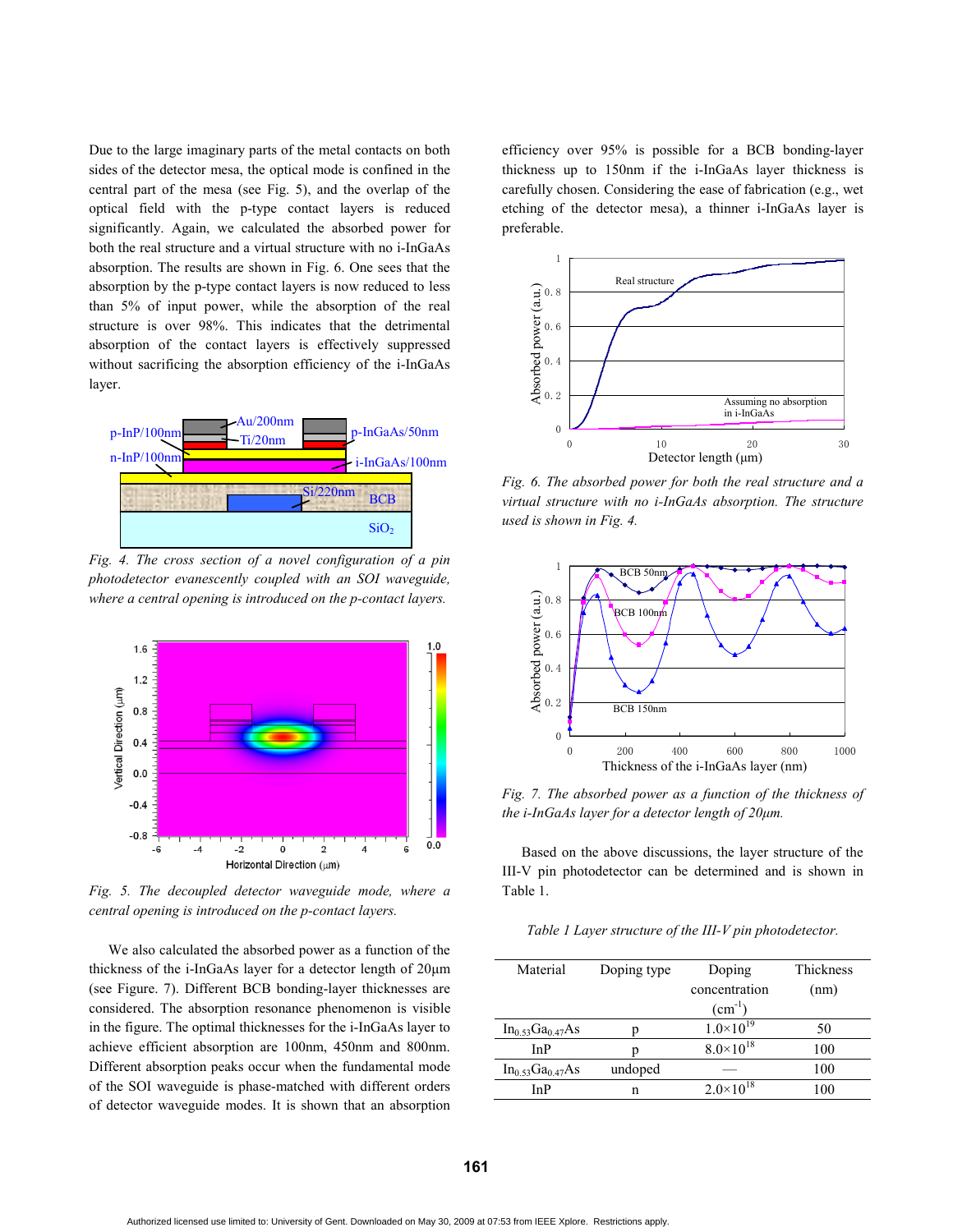Due to the large imaginary parts of the metal contacts on both sides of the detector mesa, the optical mode is confined in the central part of the mesa (see Fig. 5), and the overlap of the optical field with the p-type contact layers is reduced significantly. Again, we calculated the absorbed power for both the real structure and a virtual structure with no i-InGaAs absorption. The results are shown in Fig. 6. One sees that the absorption by the p-type contact layers is now reduced to less than 5% of input power, while the absorption of the real structure is over 98%. This indicates that the detrimental absorption of the contact layers is effectively suppressed without sacrificing the absorption efficiency of the i-InGaAs layer.

*Fig. 4. The cross section of a novel configuration of a pin photodetector evanescently coupled with an SOI waveguide, where a central opening is introduced on the p-contact layers.*

*Fig. 5. The decoupled detector waveguide mode, where a central opening is introduced on the p-contact layers.*

We also calculated the absorbed power as a function of the thickness of the i-InGaAs layer for a detector length of 20μm (see Figure. 7). Different BCB bonding-layer thicknesses are considered. The absorption resonance phenomenon is visible in the figure. The optimal thicknesses for the i-InGaAs layer to achieve efficient absorption are 100nm, 450nm and 800nm. Different absorption peaks occur when the fundamental mode of the SOI waveguide is phase-matched with different orders of detector waveguide modes. It is shown that an absorption efficiency over 95% is possible for a BCB bonding-layer thickness up to 150nm if the i-InGaAs layer thickness is carefully chosen. Considering the ease of fabrication (e.g., wet etching of the detector mesa), a thinner i-InGaAs layer is preferable.

*Fig. 6. The absorbed power for both the real structure and a virtual structure with no i-InGaAs absorption. The structure used is shown in Fig. 4.*

*Fig. 7. The absorbed power as a function of the thickness of the i-InGaAs layer for a detector length of 20μm.*

Based on the above discussions, the layer structure of the III-V pin photodetector can be determined and is shown in Table 1.

*Table 1 Layer structure of the III-V pin photodetector.*

| Material | Doping type | Doping concentration ($cm^{-1}$) | Thickness (nm) |
|---|---|---|---|
| $In_{0.53}Ga_{0.47}As$ | p | $1.0\times10^{19}$ | 50 |
| InP | p | $8.0\times10^{18}$ | 100 |
| $In_{0.53}Ga_{0.47}As$ | undoped | — | 100 |
| InP | n | $2.0\times10^{18}$ | 100 |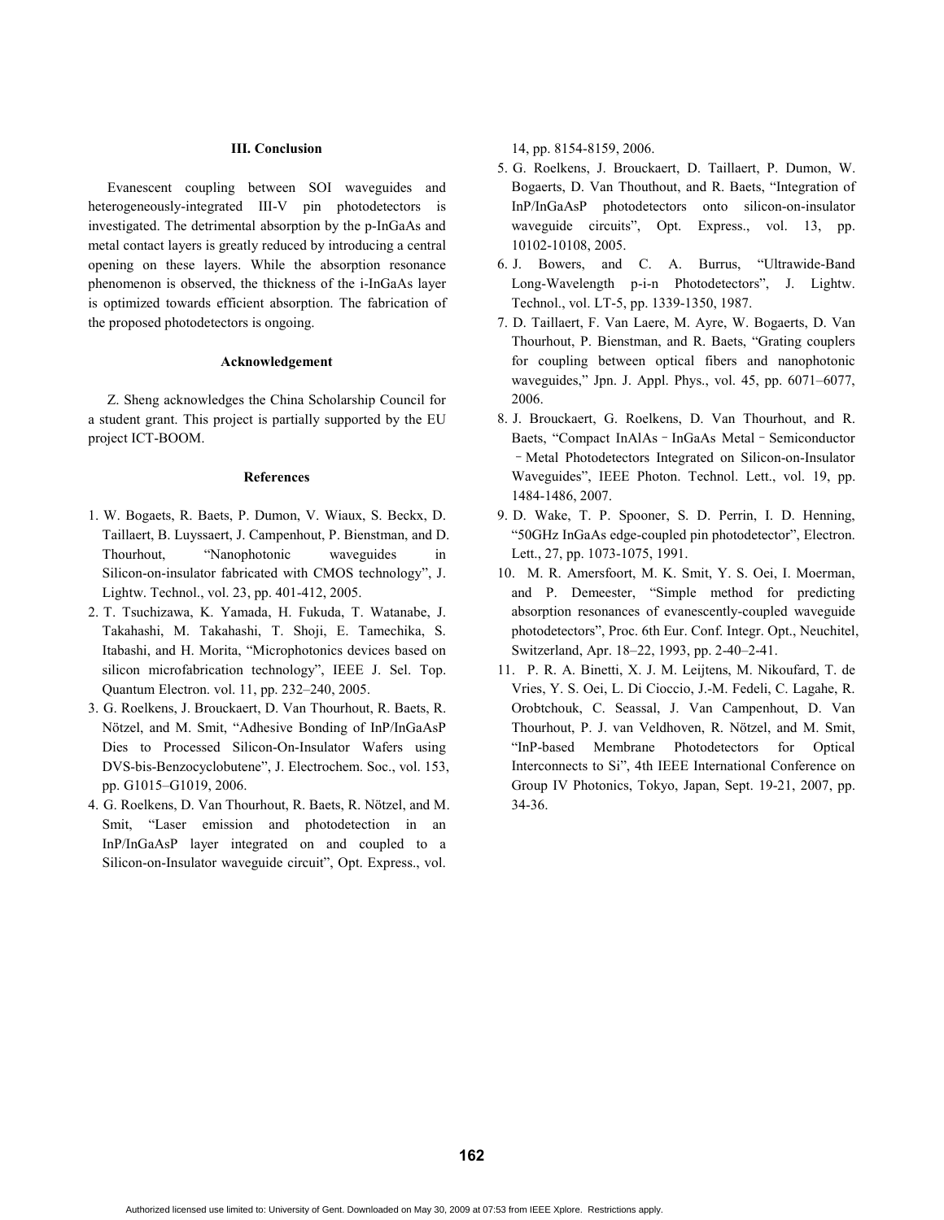### III. Conclusion

Evanescent coupling between SOI waveguides and heterogeneously-integrated III-V pin photodetectors is investigated. The detrimental absorption by the p-InGaAs and metal contact layers is greatly reduced by introducing a central opening on these layers. While the absorption resonance phenomenon is observed, the thickness of the i-InGaAs layer is optimized towards efficient absorption. The fabrication of the proposed photodetectors is ongoing.

### Acknowledgement

Z. Sheng acknowledges the China Scholarship Council for a student grant. This project is partially supported by the EU project ICT-BOOM.

### References

1. W. Bogaets, R. Baets, P. Dumon, V. Wiaux, S. Beckx, D. Taillaert, B. Luyssaert, J. Campenhout, P. Bienstman, and D. Thourhout, "Nanophotonic waveguides in Silicon-on-insulator fabricated with CMOS technology", J. Lightw. Technol., vol. 23, pp. 401-412, 2005.
2. T. Tsuchizawa, K. Yamada, H. Fukuda, T. Watanabe, J. Takahashi, M. Takahashi, T. Shoji, E. Tamechika, S. Itabashi, and H. Morita, "Microphotonics devices based on silicon microfabrication technology", IEEE J. Sel. Top. Quantum Electron. vol. 11, pp. 232–240, 2005.
3. G. Roelkens, J. Brouckaert, D. Van Thourhout, R. Baets, R. Nötzel, and M. Smit, "Adhesive Bonding of InP/InGaAsP Dies to Processed Silicon-On-Insulator Wafers using DVS-bis-Benzocyclobutene", J. Electrochem. Soc., vol. 153, pp. G1015–G1019, 2006.
4. G. Roelkens, D. Van Thourhout, R. Baets, R. Nötzel, and M. Smit, "Laser emission and photodetection in an InP/InGaAsP layer integrated on and coupled to a Silicon-on-Insulator waveguide circuit", Opt. Express., vol. 14, pp. 8154-8159, 2006.
5. G. Roelkens, J. Brouckaert, D. Taillaert, P. Dumon, W. Bogaerts, D. Van Thouthout, and R. Baets, "Integration of InP/InGaAsP photodetectors onto silicon-on-insulator waveguide circuits", Opt. Express., vol. 13, pp. 10102-10108, 2005.
6. J. Bowers, and C. A. Burrus, "Ultrawide-Band Long-Wavelength p-i-n Photodetectors", J. Lightw. Technol., vol. LT-5, pp. 1339-1350, 1987.
7. D. Taillaert, F. Van Laere, M. Ayre, W. Bogaerts, D. Van Thourhout, P. Bienstman, and R. Baets, "Grating couplers for coupling between optical fibers and nanophotonic waveguides," Jpn. J. Appl. Phys., vol. 45, pp. 6071–6077, 2006.
8. J. Brouckaert, G. Roelkens, D. Van Thourhout, and R. Baets, "Compact InAlAs–InGaAs Metal–Semiconductor–Metal Photodetectors Integrated on Silicon-on-Insulator Waveguides", IEEE Photon. Technol. Lett., vol. 19, pp. 1484-1486, 2007.
9. D. Wake, T. P. Spooner, S. D. Perrin, I. D. Henning, "50GHz InGaAs edge-coupled pin photodetector", Electron. Lett., 27, pp. 1073-1075, 1991.
10. M. R. Amersfoort, M. K. Smit, Y. S. Oei, I. Moerman, and P. Demeester, "Simple method for predicting absorption resonances of evanescently-coupled waveguide photodetectors", Proc. 6th Eur. Conf. Integr. Opt., Neuchitel, Switzerland, Apr. 18–22, 1993, pp. 2-40–2-41.
11. P. R. A. Binetti, X. J. M. Leijtens, M. Nikoufard, T. de Vries, Y. S. Oei, L. Di Cioccio, J.-M. Fedeli, C. Lagahe, R. Orobtchouk, C. Seassal, J. Van Campenhout, D. Van Thourhout, P. J. van Veldhoven, R. Nötzel, and M. Smit, "InP-based Membrane Photodetectors for Optical Interconnects to Si", 4th IEEE International Conference on Group IV Photonics, Tokyo, Japan, Sept. 19-21, 2007, pp. 34-36.